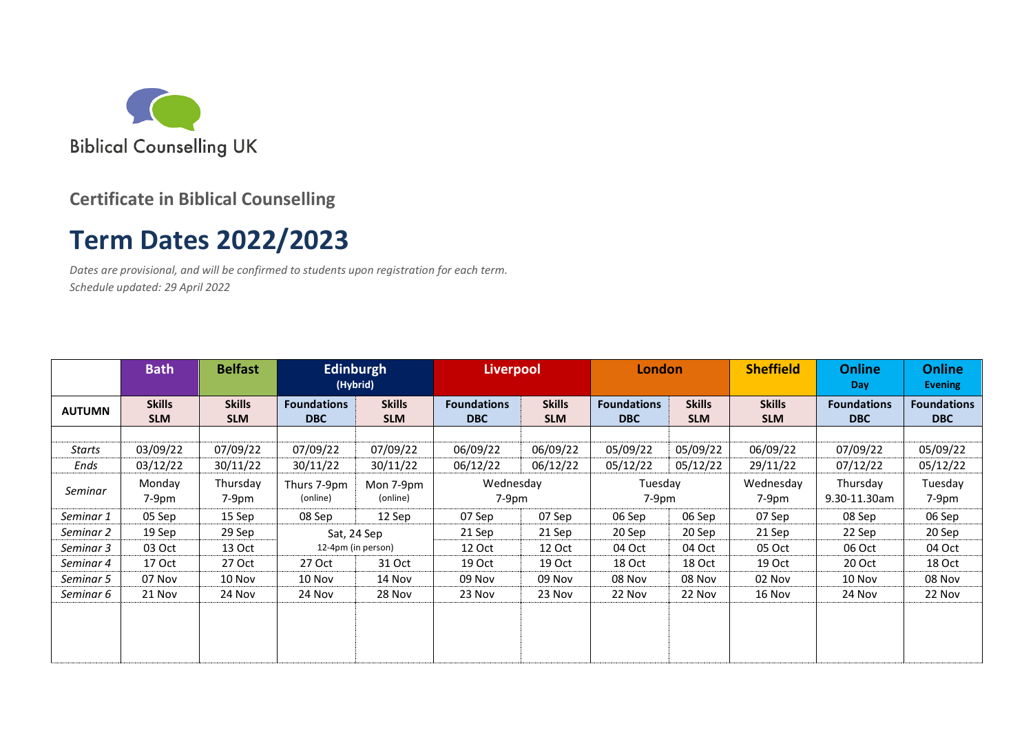Biblical Counselling UK

**Certificate in Biblical Counselling**

# Term Dates 2022/2023

*Dates are provisional, and will be confirmed to students upon registration for each term.*
*Schedule updated: 29 April 2022*

| | Bath | Belfast | Edinburgh (Hybrid) | | Liverpool | | London | | Sheffield | Online Day | Online Evening |
|---|---|---|---|---|---|---|---|---|---|---|---|
| **AUTUMN** | **Skills SLM** | **Skills SLM** | **Foundations DBC** | **Skills SLM** | **Foundations DBC** | **Skills SLM** | **Foundations DBC** | **Skills SLM** | **Skills SLM** | **Foundations DBC** | **Foundations DBC** |
| *Starts* | 03/09/22 | 07/09/22 | 07/09/22 | 07/09/22 | 06/09/22 | 06/09/22 | 05/09/22 | 05/09/22 | 06/09/22 | 07/09/22 | 05/09/22 |
| *Ends* | 03/12/22 | 30/11/22 | 30/11/22 | 30/11/22 | 06/12/22 | 06/12/22 | 05/12/22 | 05/12/22 | 29/11/22 | 07/12/22 | 05/12/22 |
| *Seminar* | Monday 7-9pm | Thursday 7-9pm | Thurs 7-9pm (online) | Mon 7-9pm (online) | Wednesday 7-9pm | | Tuesday 7-9pm | | Wednesday 7-9pm | Thursday 9.30-11.30am | Tuesday 7-9pm |
| *Seminar 1* | 05 Sep | 15 Sep | 08 Sep | 12 Sep | 07 Sep | 07 Sep | 06 Sep | 06 Sep | 07 Sep | 08 Sep | 06 Sep |
| *Seminar 2* | 19 Sep | 29 Sep | Sat, 24 Sep 12-4pm (in person) | | 21 Sep | 21 Sep | 20 Sep | 20 Sep | 21 Sep | 22 Sep | 20 Sep |
| *Seminar 3* | 03 Oct | 13 Oct | | | 12 Oct | 12 Oct | 04 Oct | 04 Oct | 05 Oct | 06 Oct | 04 Oct |
| *Seminar 4* | 17 Oct | 27 Oct | 27 Oct | 31 Oct | 19 Oct | 19 Oct | 18 Oct | 18 Oct | 19 Oct | 20 Oct | 18 Oct |
| *Seminar 5* | 07 Nov | 10 Nov | 10 Nov | 14 Nov | 09 Nov | 09 Nov | 08 Nov | 08 Nov | 02 Nov | 10 Nov | 08 Nov |
| *Seminar 6* | 21 Nov | 24 Nov | 24 Nov | 28 Nov | 23 Nov | 23 Nov | 22 Nov | 22 Nov | 16 Nov | 24 Nov | 22 Nov |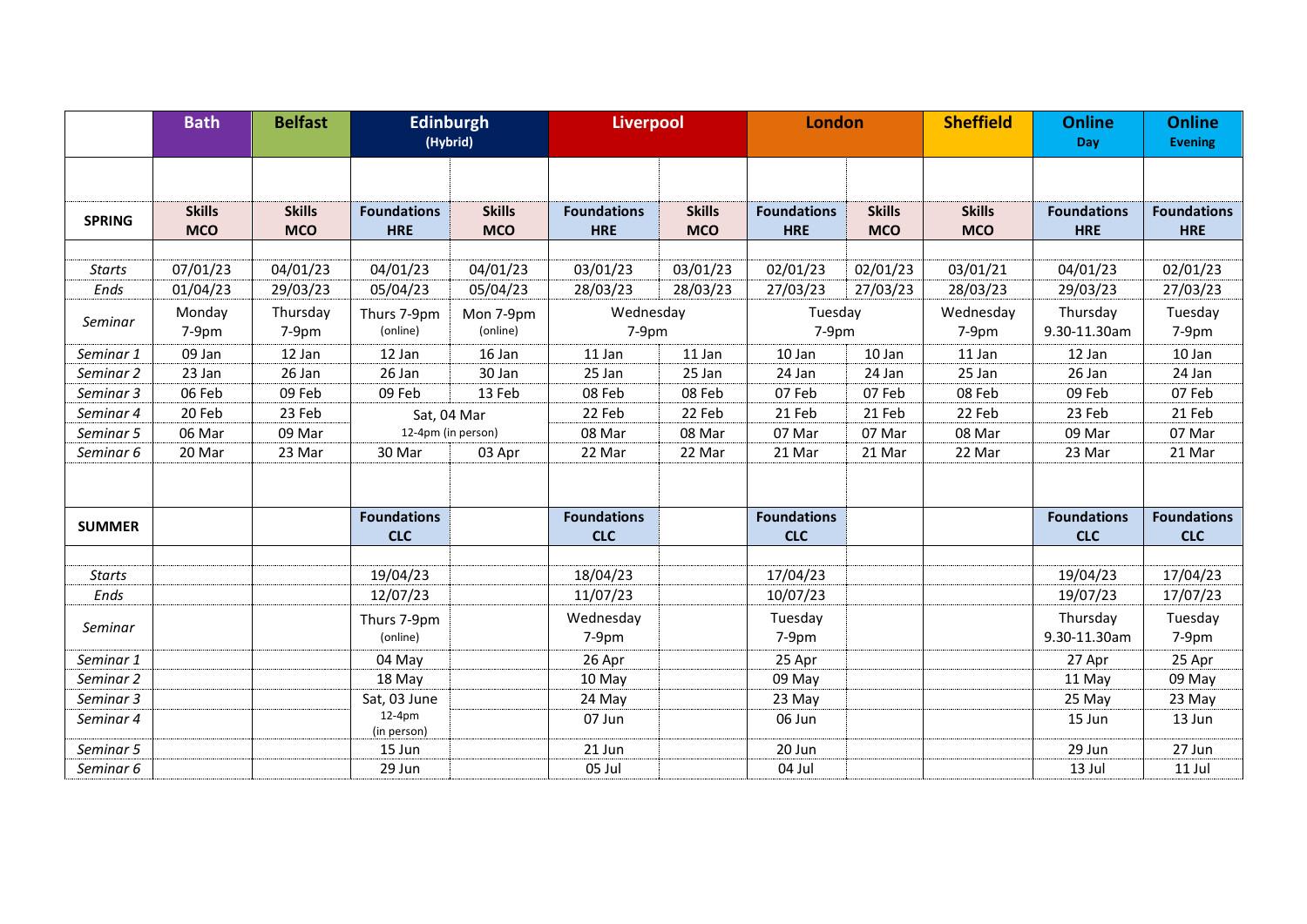| | Bath | Belfast | Edinburgh (Hybrid) | | Liverpool | | London | | Sheffield | Online Day | Online Evening |
|---|---|---|---|---|---|---|---|---|---|---|---|
| **SPRING** | **Skills MCO** | **Skills MCO** | **Foundations HRE** | **Skills MCO** | **Foundations HRE** | **Skills MCO** | **Foundations HRE** | **Skills MCO** | **Skills MCO** | **Foundations HRE** | **Foundations HRE** |
| *Starts* | 07/01/23 | 04/01/23 | 04/01/23 | 04/01/23 | 03/01/23 | 03/01/23 | 02/01/23 | 02/01/23 | 03/01/21 | 04/01/23 | 02/01/23 |
| *Ends* | 01/04/23 | 29/03/23 | 05/04/23 | 05/04/23 | 28/03/23 | 28/03/23 | 27/03/23 | 27/03/23 | 28/03/23 | 29/03/23 | 27/03/23 |
| *Seminar* | Monday 7-9pm | Thursday 7-9pm | Thurs 7-9pm (online) | Mon 7-9pm (online) | Wednesday 7-9pm | | Tuesday 7-9pm | | Wednesday 7-9pm | Thursday 9.30-11.30am | Tuesday 7-9pm |
| *Seminar 1* | 09 Jan | 12 Jan | 12 Jan | 16 Jan | 11 Jan | 11 Jan | 10 Jan | 10 Jan | 11 Jan | 12 Jan | 10 Jan |
| *Seminar 2* | 23 Jan | 26 Jan | 26 Jan | 30 Jan | 25 Jan | 25 Jan | 24 Jan | 24 Jan | 25 Jan | 26 Jan | 24 Jan |
| *Seminar 3* | 06 Feb | 09 Feb | 09 Feb | 13 Feb | 08 Feb | 08 Feb | 07 Feb | 07 Feb | 08 Feb | 09 Feb | 07 Feb |
| *Seminar 4* | 20 Feb | 23 Feb | Sat, 04 Mar 12-4pm (in person) | | 22 Feb | 22 Feb | 21 Feb | 21 Feb | 22 Feb | 23 Feb | 21 Feb |
| *Seminar 5* | 06 Mar | 09 Mar | | | 08 Mar | 08 Mar | 07 Mar | 07 Mar | 08 Mar | 09 Mar | 07 Mar |
| *Seminar 6* | 20 Mar | 23 Mar | 30 Mar | 03 Apr | 22 Mar | 22 Mar | 21 Mar | 21 Mar | 22 Mar | 23 Mar | 21 Mar |
| | | | | | | | | | | | |
| **SUMMER** | | | **Foundations CLC** | | **Foundations CLC** | | **Foundations CLC** | | | **Foundations CLC** | **Foundations CLC** |
| *Starts* | | | 19/04/23 | | 18/04/23 | | 17/04/23 | | | 19/04/23 | 17/04/23 |
| *Ends* | | | 12/07/23 | | 11/07/23 | | 10/07/23 | | | 19/07/23 | 17/07/23 |
| *Seminar* | | | Thurs 7-9pm (online) | | Wednesday 7-9pm | | Tuesday 7-9pm | | | Thursday 9.30-11.30am | Tuesday 7-9pm |
| *Seminar 1* | | | 04 May | | 26 Apr | | 25 Apr | | | 27 Apr | 25 Apr |
| *Seminar 2* | | | 18 May | | 10 May | | 09 May | | | 11 May | 09 May |
| *Seminar 3* | | | Sat, 03 June 12-4pm (in person) | | 24 May | | 23 May | | | 25 May | 23 May |
| *Seminar 4* | | | | | 07 Jun | | 06 Jun | | | 15 Jun | 13 Jun |
| *Seminar 5* | | | 15 Jun | | 21 Jun | | 20 Jun | | | 29 Jun | 27 Jun |
| *Seminar 6* | | | 29 Jun | | 05 Jul | | 04 Jul | | | 13 Jul | 11 Jul |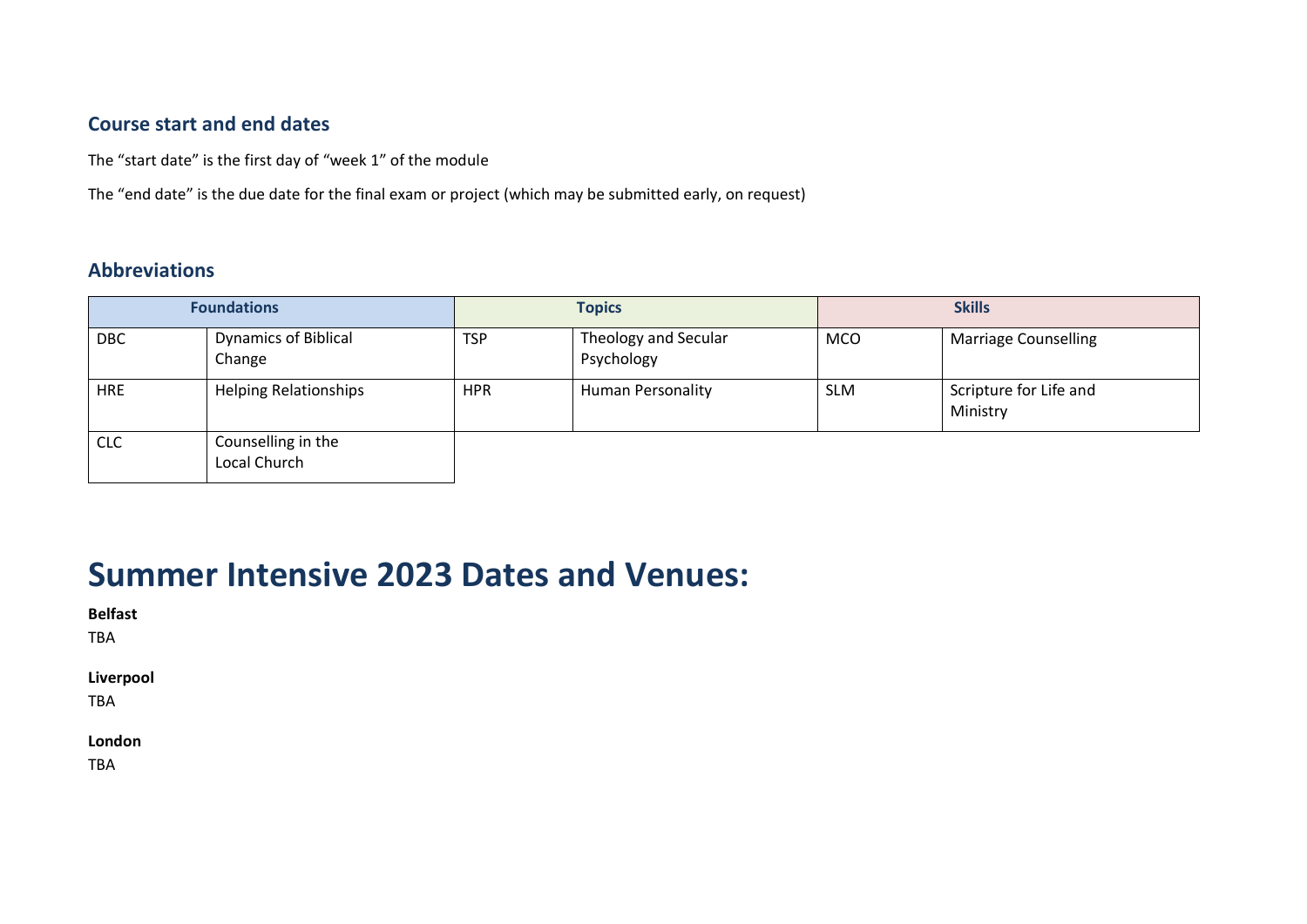## Course start and end dates

The "start date" is the first day of "week 1" of the module

The "end date" is the due date for the final exam or project (which may be submitted early, on request)

## Abbreviations

| Foundations | | Topics | | Skills | |
|---|---|---|---|---|---|
| DBC | Dynamics of Biblical Change | TSP | Theology and Secular Psychology | MCO | Marriage Counselling |
| HRE | Helping Relationships | HPR | Human Personality | SLM | Scripture for Life and Ministry |
| CLC | Counselling in the Local Church | | | | |

# Summer Intensive 2023 Dates and Venues:

**Belfast**

TBA

**Liverpool**

TBA

**London**

TBA